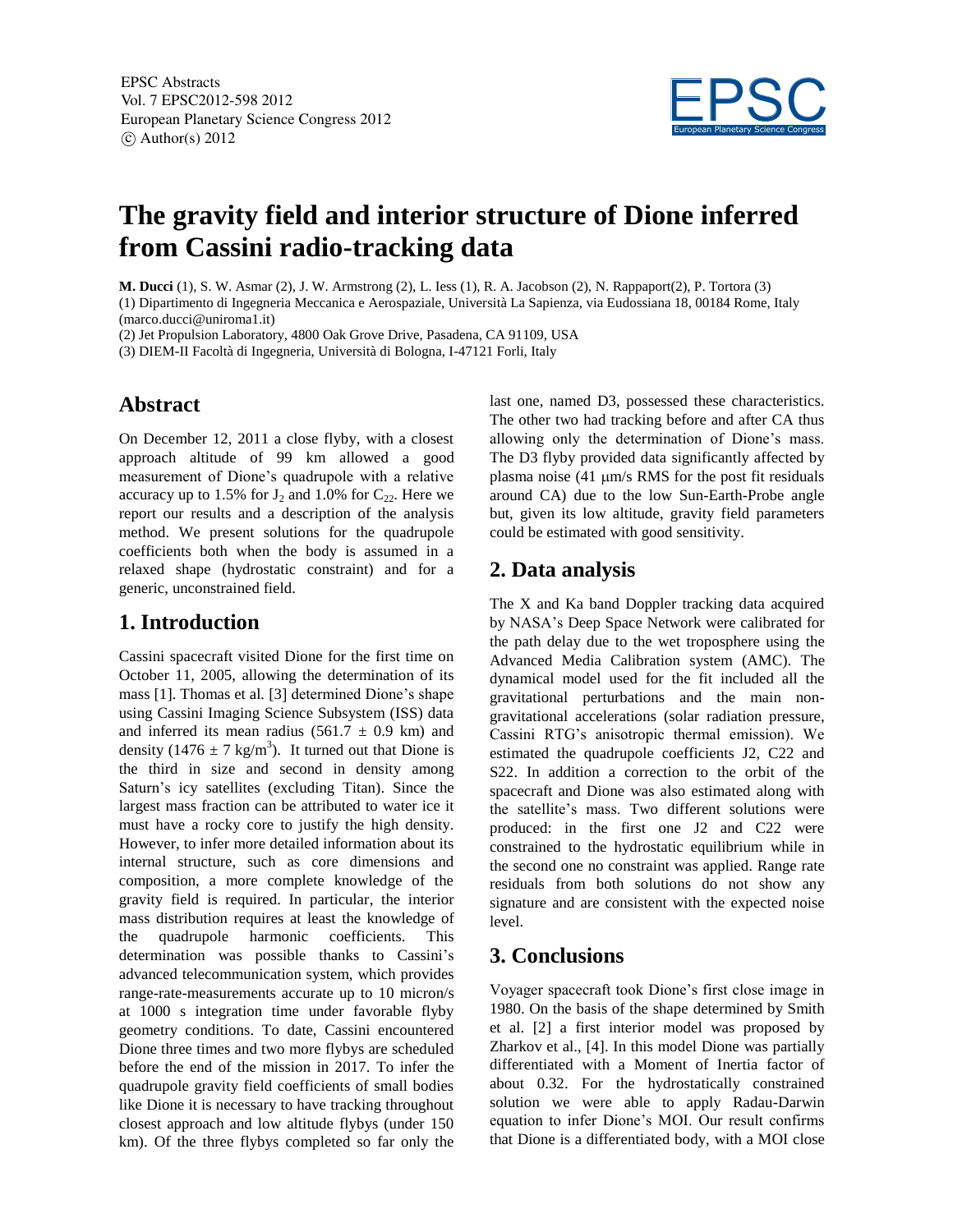# The gravity field and interior structure of Dione inferred from Cassini radio-tracking data

**M. Ducci** (1), S. W. Asmar (2), J. W. Armstrong (2), L. Iess (1), R. A. Jacobson (2), N. Rappaport(2), P. Tortora (3)

(1) Dipartimento di Ingegneria Meccanica e Aerospaziale, Università La Sapienza, via Eudossiana 18, 00184 Rome, Italy (marco.ducci@uniroma1.it)

(2) Jet Propulsion Laboratory, 4800 Oak Grove Drive, Pasadena, CA 91109, USA

(3) DIEM-II Facoltà di Ingegneria, Università di Bologna, I-47121 Forlì, Italy

## Abstract

On December 12, 2011 a close flyby, with a closest approach altitude of 99 km allowed a good measurement of Dione's quadrupole with a relative accuracy up to 1.5% for $J_2$ and 1.0% for $C_{22}$. Here we report our results and a description of the analysis method. We present solutions for the quadrupole coefficients both when the body is assumed in a relaxed shape (hydrostatic constraint) and for a generic, unconstrained field.

## 1. Introduction

Cassini spacecraft visited Dione for the first time on October 11, 2005, allowing the determination of its mass [1]. Thomas et al. [3] determined Dione's shape using Cassini Imaging Science Subsystem (ISS) data and inferred its mean radius (561.7 ± 0.9 km) and density (1476 ± 7 kg/m$^3$). It turned out that Dione is the third in size and second in density among Saturn's icy satellites (excluding Titan). Since the largest mass fraction can be attributed to water ice it must have a rocky core to justify the high density. However, to infer more detailed information about its internal structure, such as core dimensions and composition, a more complete knowledge of the gravity field is required. In particular, the interior mass distribution requires at least the knowledge of the quadrupole harmonic coefficients. This determination was possible thanks to Cassini's advanced telecommunication system, which provides range-rate-measurements accurate up to 10 micron/s at 1000 s integration time under favorable flyby geometry conditions. To date, Cassini encountered Dione three times and two more flybys are scheduled before the end of the mission in 2017. To infer the quadrupole gravity field coefficients of small bodies like Dione it is necessary to have tracking throughout closest approach and low altitude flybys (under 150 km). Of the three flybys completed so far only the last one, named D3, possessed these characteristics. The other two had tracking before and after CA thus allowing only the determination of Dione's mass. The D3 flyby provided data significantly affected by plasma noise (41 μm/s RMS for the post fit residuals around CA) due to the low Sun-Earth-Probe angle but, given its low altitude, gravity field parameters could be estimated with good sensitivity.

## 2. Data analysis

The X and Ka band Doppler tracking data acquired by NASA's Deep Space Network were calibrated for the path delay due to the wet troposphere using the Advanced Media Calibration system (AMC). The dynamical model used for the fit included all the gravitational perturbations and the main non-gravitational accelerations (solar radiation pressure, Cassini RTG's anisotropic thermal emission). We estimated the quadrupole coefficients J2, C22 and S22. In addition a correction to the orbit of the spacecraft and Dione was also estimated along with the satellite's mass. Two different solutions were produced: in the first one J2 and C22 were constrained to the hydrostatic equilibrium while in the second one no constraint was applied. Range rate residuals from both solutions do not show any signature and are consistent with the expected noise level.

## 3. Conclusions

Voyager spacecraft took Dione's first close image in 1980. On the basis of the shape determined by Smith et al. [2] a first interior model was proposed by Zharkov et al., [4]. In this model Dione was partially differentiated with a Moment of Inertia factor of about 0.32. For the hydrostatically constrained solution we were able to apply Radau-Darwin equation to infer Dione's MOI. Our result confirms that Dione is a differentiated body, with a MOI close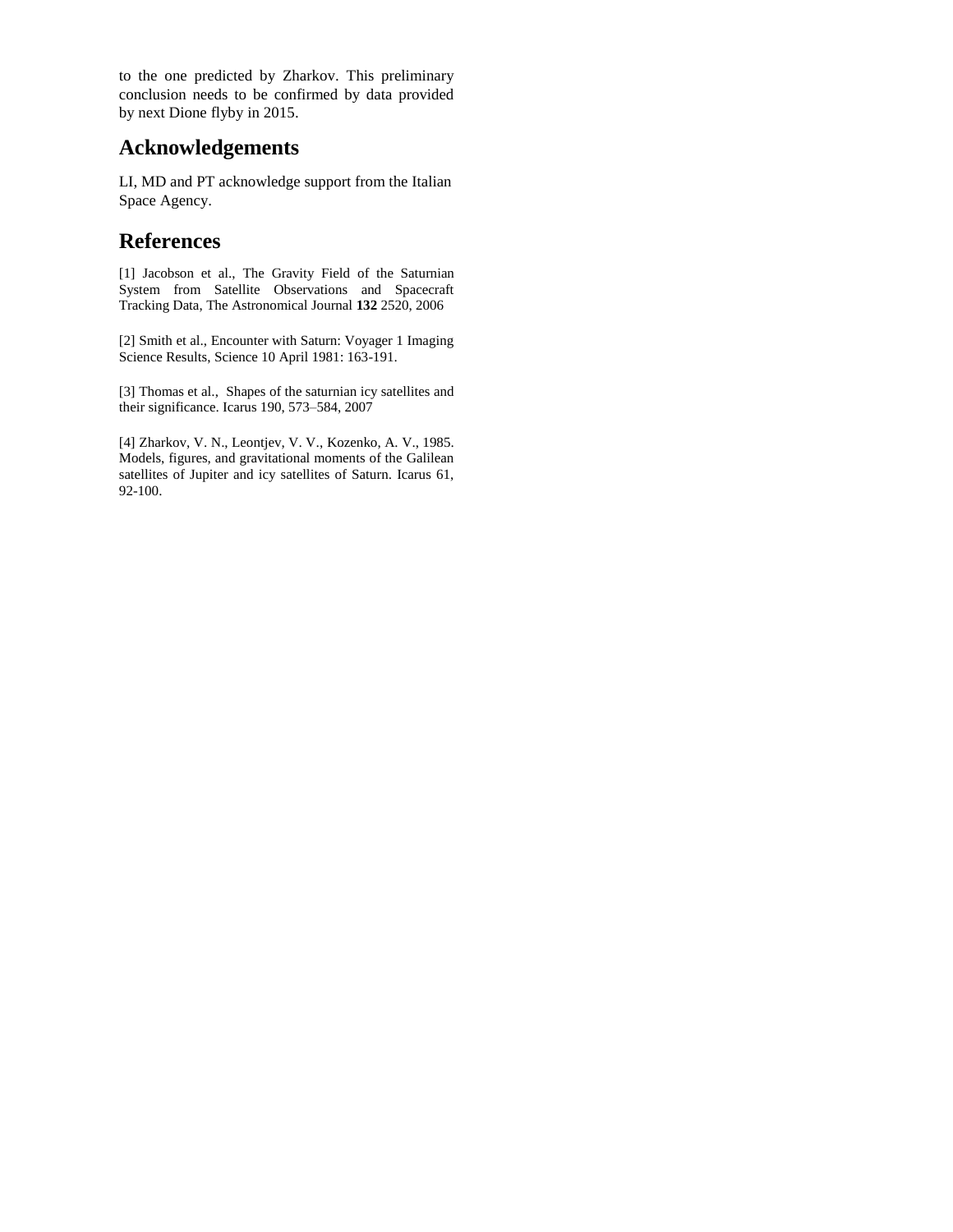to the one predicted by Zharkov. This preliminary conclusion needs to be confirmed by data provided by next Dione flyby in 2015.

## Acknowledgements

LI, MD and PT acknowledge support from the Italian Space Agency.

## References

[1] Jacobson et al., The Gravity Field of the Saturnian System from Satellite Observations and Spacecraft Tracking Data, The Astronomical Journal **132** 2520, 2006

[2] Smith et al., Encounter with Saturn: Voyager 1 Imaging Science Results, Science 10 April 1981: 163-191.

[3] Thomas et al., Shapes of the saturnian icy satellites and their significance. Icarus 190, 573–584, 2007

[4] Zharkov, V. N., Leontjev, V. V., Kozenko, A. V., 1985. Models, figures, and gravitational moments of the Galilean satellites of Jupiter and icy satellites of Saturn. Icarus 61, 92-100.